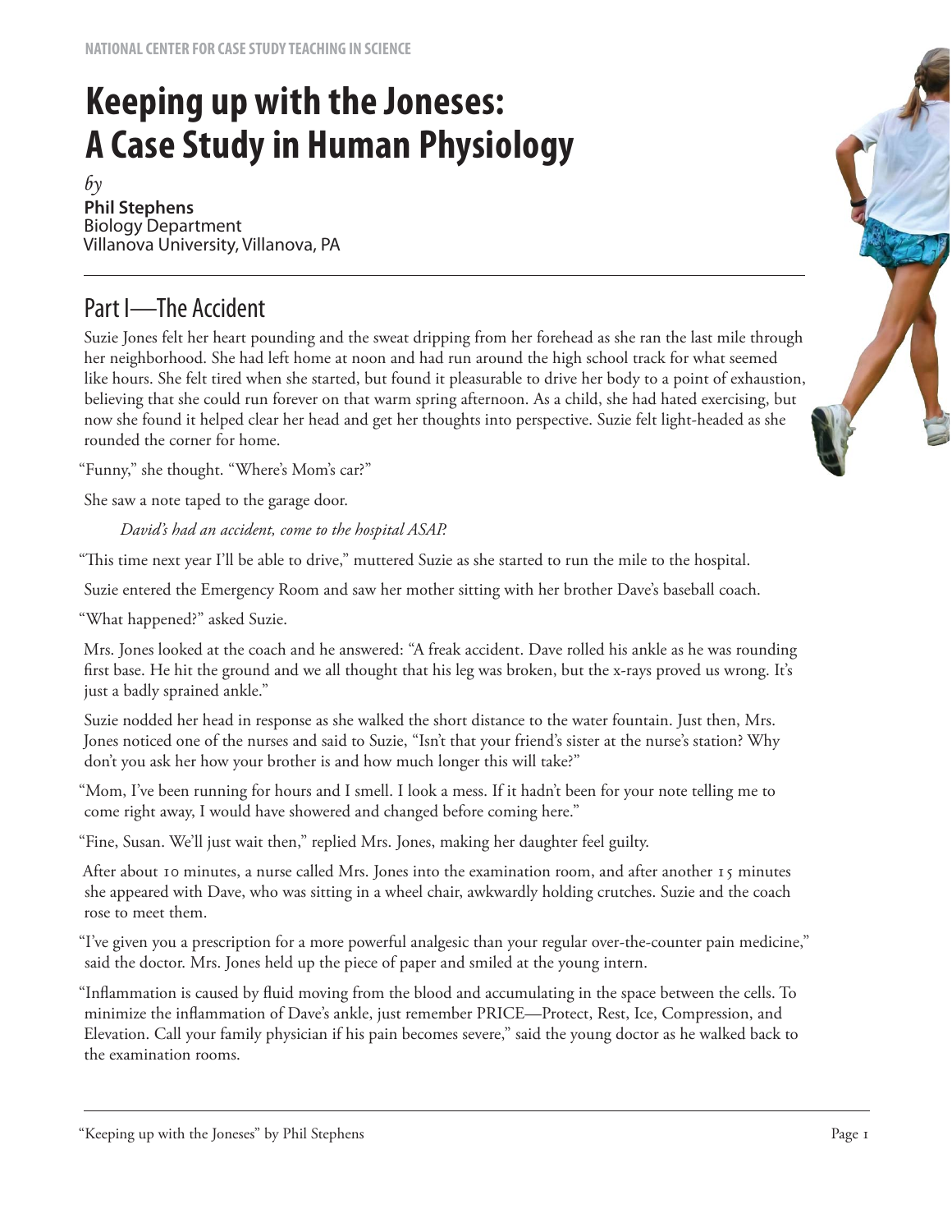NATIONAL CENTER FOR CASE STUDY TEACHING IN SCIENCE

# Keeping up with the Joneses: A Case Study in Human Physiology

*by*

**Phil Stephens**
Biology Department
Villanova University, Villanova, PA

## Part I—The Accident

Suzie Jones felt her heart pounding and the sweat dripping from her forehead as she ran the last mile through her neighborhood. She had left home at noon and had run around the high school track for what seemed like hours. She felt tired when she started, but found it pleasurable to drive her body to a point of exhaustion, believing that she could run forever on that warm spring afternoon. As a child, she had hated exercising, but now she found it helped clear her head and get her thoughts into perspective. Suzie felt light-headed as she rounded the corner for home.

"Funny," she thought. "Where's Mom's car?"

She saw a note taped to the garage door.

*David's had an accident, come to the hospital ASAP.*

"This time next year I'll be able to drive," muttered Suzie as she started to run the mile to the hospital.

Suzie entered the Emergency Room and saw her mother sitting with her brother Dave's baseball coach.

"What happened?" asked Suzie.

Mrs. Jones looked at the coach and he answered: "A freak accident. Dave rolled his ankle as he was rounding first base. He hit the ground and we all thought that his leg was broken, but the x-rays proved us wrong. It's just a badly sprained ankle."

Suzie nodded her head in response as she walked the short distance to the water fountain. Just then, Mrs. Jones noticed one of the nurses and said to Suzie, "Isn't that your friend's sister at the nurse's station? Why don't you ask her how your brother is and how much longer this will take?"

"Mom, I've been running for hours and I smell. I look a mess. If it hadn't been for your note telling me to come right away, I would have showered and changed before coming here."

"Fine, Susan. We'll just wait then," replied Mrs. Jones, making her daughter feel guilty.

After about 10 minutes, a nurse called Mrs. Jones into the examination room, and after another 15 minutes she appeared with Dave, who was sitting in a wheel chair, awkwardly holding crutches. Suzie and the coach rose to meet them.

"I've given you a prescription for a more powerful analgesic than your regular over-the-counter pain medicine," said the doctor. Mrs. Jones held up the piece of paper and smiled at the young intern.

"Inflammation is caused by fluid moving from the blood and accumulating in the space between the cells. To minimize the inflammation of Dave's ankle, just remember PRICE—Protect, Rest, Ice, Compression, and Elevation. Call your family physician if his pain becomes severe," said the young doctor as he walked back to the examination rooms.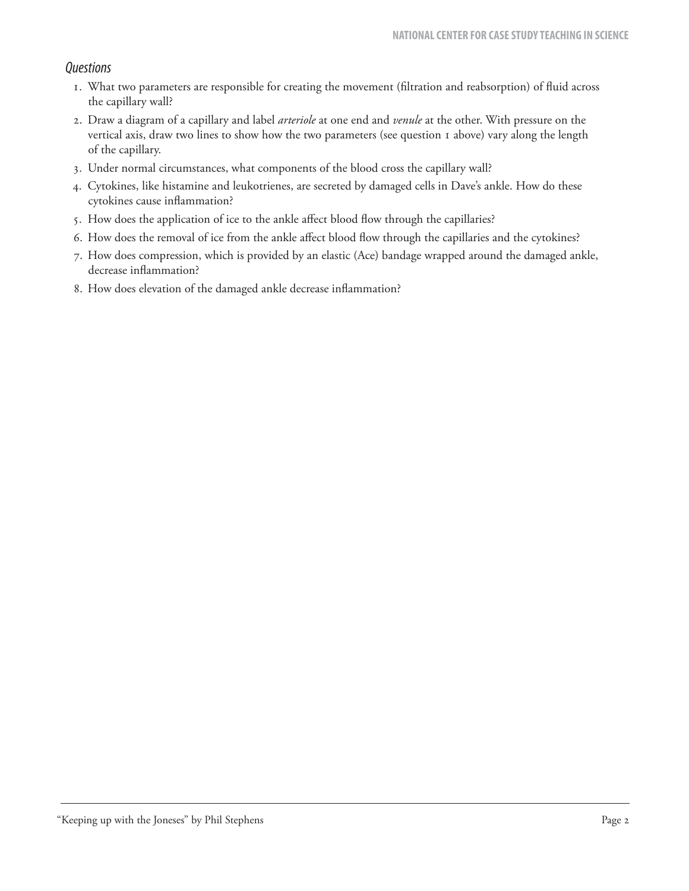## *Questions*

1. What two parameters are responsible for creating the movement (filtration and reabsorption) of fluid across the capillary wall?
2. Draw a diagram of a capillary and label *arteriole* at one end and *venule* at the other. With pressure on the vertical axis, draw two lines to show how the two parameters (see question 1 above) vary along the length of the capillary.
3. Under normal circumstances, what components of the blood cross the capillary wall?
4. Cytokines, like histamine and leukotrienes, are secreted by damaged cells in Dave's ankle. How do these cytokines cause inflammation?
5. How does the application of ice to the ankle affect blood flow through the capillaries?
6. How does the removal of ice from the ankle affect blood flow through the capillaries and the cytokines?
7. How does compression, which is provided by an elastic (Ace) bandage wrapped around the damaged ankle, decrease inflammation?
8. How does elevation of the damaged ankle decrease inflammation?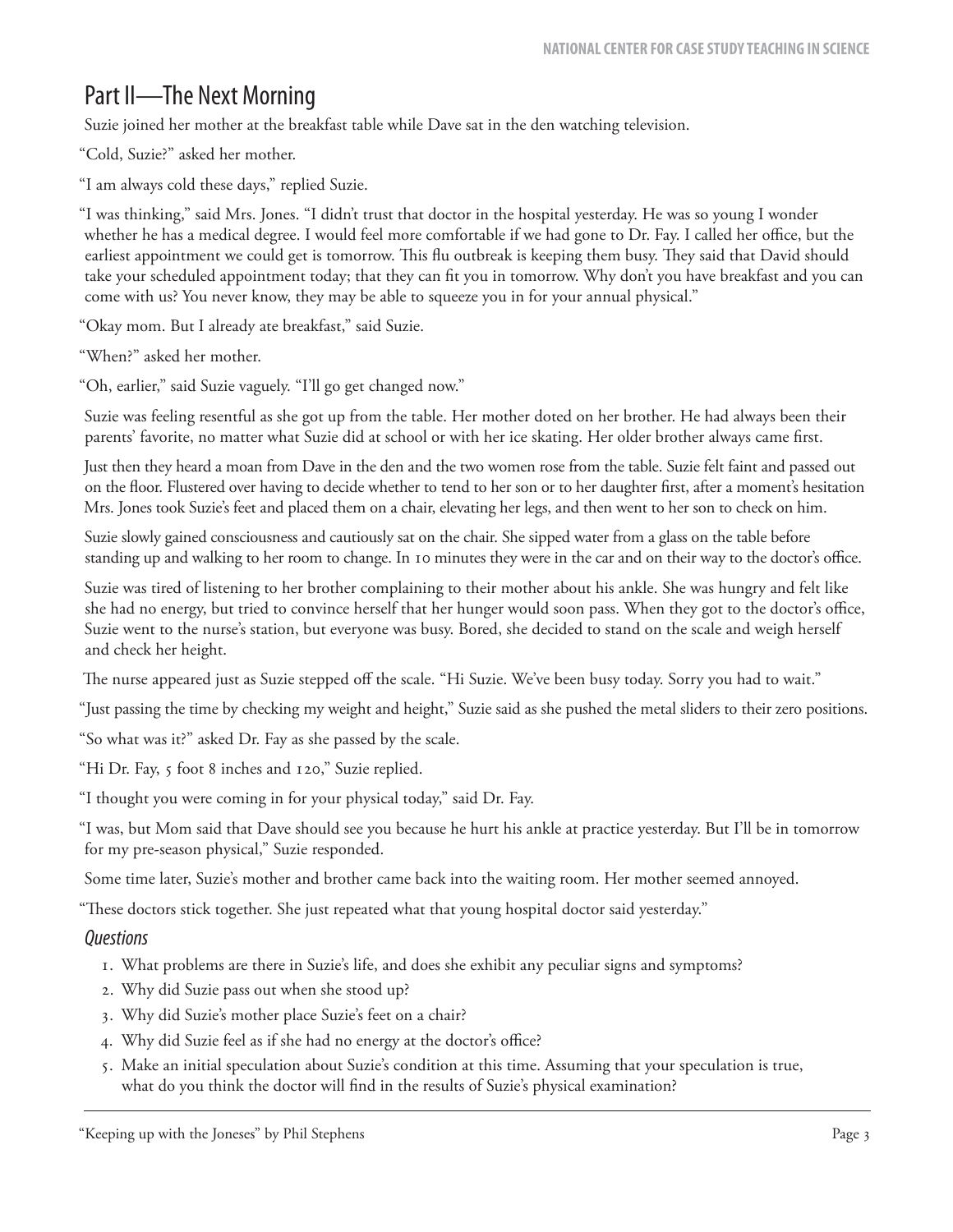# Part II—The Next Morning

Suzie joined her mother at the breakfast table while Dave sat in the den watching television.

"Cold, Suzie?" asked her mother.

"I am always cold these days," replied Suzie.

"I was thinking," said Mrs. Jones. "I didn't trust that doctor in the hospital yesterday. He was so young I wonder whether he has a medical degree. I would feel more comfortable if we had gone to Dr. Fay. I called her office, but the earliest appointment we could get is tomorrow. This flu outbreak is keeping them busy. They said that David should take your scheduled appointment today; that they can fit you in tomorrow. Why don't you have breakfast and you can come with us? You never know, they may be able to squeeze you in for your annual physical."

"Okay mom. But I already ate breakfast," said Suzie.

"When?" asked her mother.

"Oh, earlier," said Suzie vaguely. "I'll go get changed now."

Suzie was feeling resentful as she got up from the table. Her mother doted on her brother. He had always been their parents' favorite, no matter what Suzie did at school or with her ice skating. Her older brother always came first.

Just then they heard a moan from Dave in the den and the two women rose from the table. Suzie felt faint and passed out on the floor. Flustered over having to decide whether to tend to her son or to her daughter first, after a moment's hesitation Mrs. Jones took Suzie's feet and placed them on a chair, elevating her legs, and then went to her son to check on him.

Suzie slowly gained consciousness and cautiously sat on the chair. She sipped water from a glass on the table before standing up and walking to her room to change. In 10 minutes they were in the car and on their way to the doctor's office.

Suzie was tired of listening to her brother complaining to their mother about his ankle. She was hungry and felt like she had no energy, but tried to convince herself that her hunger would soon pass. When they got to the doctor's office, Suzie went to the nurse's station, but everyone was busy. Bored, she decided to stand on the scale and weigh herself and check her height.

The nurse appeared just as Suzie stepped off the scale. "Hi Suzie. We've been busy today. Sorry you had to wait."

"Just passing the time by checking my weight and height," Suzie said as she pushed the metal sliders to their zero positions.

"So what was it?" asked Dr. Fay as she passed by the scale.

"Hi Dr. Fay, 5 foot 8 inches and 120," Suzie replied.

"I thought you were coming in for your physical today," said Dr. Fay.

"I was, but Mom said that Dave should see you because he hurt his ankle at practice yesterday. But I'll be in tomorrow for my pre-season physical," Suzie responded.

Some time later, Suzie's mother and brother came back into the waiting room. Her mother seemed annoyed.

"These doctors stick together. She just repeated what that young hospital doctor said yesterday."

### *Questions*

1. What problems are there in Suzie's life, and does she exhibit any peculiar signs and symptoms?
2. Why did Suzie pass out when she stood up?
3. Why did Suzie's mother place Suzie's feet on a chair?
4. Why did Suzie feel as if she had no energy at the doctor's office?
5. Make an initial speculation about Suzie's condition at this time. Assuming that your speculation is true, what do you think the doctor will find in the results of Suzie's physical examination?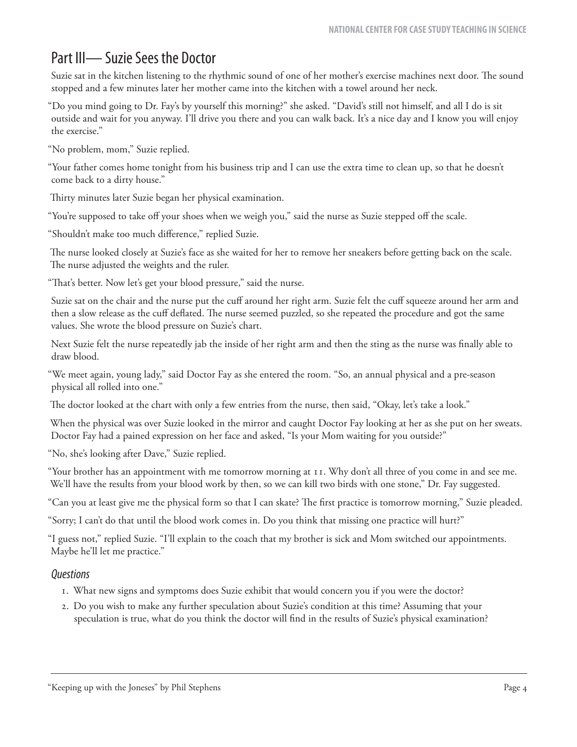## Part III— Suzie Sees the Doctor

Suzie sat in the kitchen listening to the rhythmic sound of one of her mother's exercise machines next door. The sound stopped and a few minutes later her mother came into the kitchen with a towel around her neck.

"Do you mind going to Dr. Fay's by yourself this morning?" she asked. "David's still not himself, and all I do is sit outside and wait for you anyway. I'll drive you there and you can walk back. It's a nice day and I know you will enjoy the exercise."

"No problem, mom," Suzie replied.

"Your father comes home tonight from his business trip and I can use the extra time to clean up, so that he doesn't come back to a dirty house."

Thirty minutes later Suzie began her physical examination.

"You're supposed to take off your shoes when we weigh you," said the nurse as Suzie stepped off the scale.

"Shouldn't make too much difference," replied Suzie.

The nurse looked closely at Suzie's face as she waited for her to remove her sneakers before getting back on the scale. The nurse adjusted the weights and the ruler.

"That's better. Now let's get your blood pressure," said the nurse.

Suzie sat on the chair and the nurse put the cuff around her right arm. Suzie felt the cuff squeeze around her arm and then a slow release as the cuff deflated. The nurse seemed puzzled, so she repeated the procedure and got the same values. She wrote the blood pressure on Suzie's chart.

Next Suzie felt the nurse repeatedly jab the inside of her right arm and then the sting as the nurse was finally able to draw blood.

"We meet again, young lady," said Doctor Fay as she entered the room. "So, an annual physical and a pre-season physical all rolled into one."

The doctor looked at the chart with only a few entries from the nurse, then said, "Okay, let's take a look."

When the physical was over Suzie looked in the mirror and caught Doctor Fay looking at her as she put on her sweats. Doctor Fay had a pained expression on her face and asked, "Is your Mom waiting for you outside?"

"No, she's looking after Dave," Suzie replied.

"Your brother has an appointment with me tomorrow morning at 11. Why don't all three of you come in and see me. We'll have the results from your blood work by then, so we can kill two birds with one stone," Dr. Fay suggested.

"Can you at least give me the physical form so that I can skate? The first practice is tomorrow morning," Suzie pleaded.

"Sorry; I can't do that until the blood work comes in. Do you think that missing one practice will hurt?"

"I guess not," replied Suzie. "I'll explain to the coach that my brother is sick and Mom switched our appointments. Maybe he'll let me practice."

### *Questions*

1. What new signs and symptoms does Suzie exhibit that would concern you if you were the doctor?
2. Do you wish to make any further speculation about Suzie's condition at this time? Assuming that your speculation is true, what do you think the doctor will find in the results of Suzie's physical examination?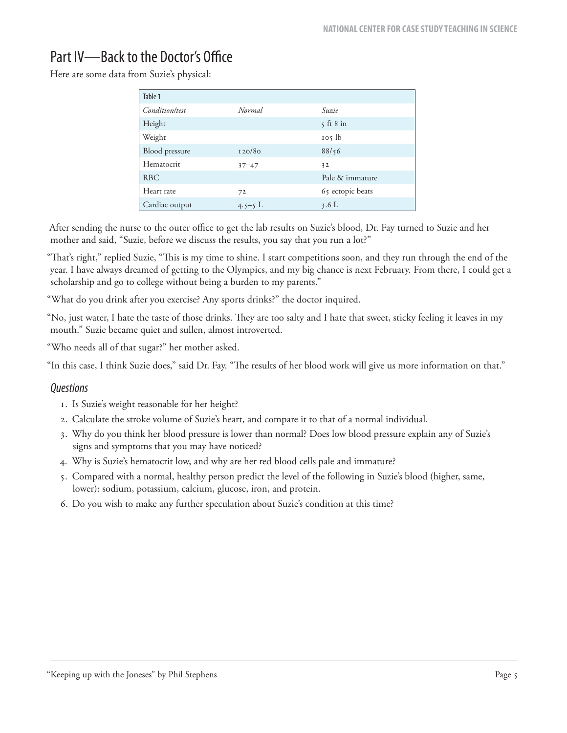## Part IV—Back to the Doctor's Office

Here are some data from Suzie's physical:

| Table 1 | | |
|---|---|---|
| *Condition/test* | *Normal* | *Suzie* |
| Height | | 5 ft 8 in |
| Weight | | 105 lb |
| Blood pressure | 120/80 | 88/56 |
| Hematocrit | 37–47 | 32 |
| RBC | | Pale & immature |
| Heart rate | 72 | 65 ectopic beats |
| Cardiac output | 4.5–5 L | 3.6 L |

After sending the nurse to the outer office to get the lab results on Suzie's blood, Dr. Fay turned to Suzie and her mother and said, "Suzie, before we discuss the results, you say that you run a lot?"

"That's right," replied Suzie, "This is my time to shine. I start competitions soon, and they run through the end of the year. I have always dreamed of getting to the Olympics, and my big chance is next February. From there, I could get a scholarship and go to college without being a burden to my parents."

"What do you drink after you exercise? Any sports drinks?" the doctor inquired.

"No, just water, I hate the taste of those drinks. They are too salty and I hate that sweet, sticky feeling it leaves in my mouth." Suzie became quiet and sullen, almost introverted.

"Who needs all of that sugar?" her mother asked.

"In this case, I think Suzie does," said Dr. Fay. "The results of her blood work will give us more information on that."

### *Questions*

1. Is Suzie's weight reasonable for her height?
2. Calculate the stroke volume of Suzie's heart, and compare it to that of a normal individual.
3. Why do you think her blood pressure is lower than normal? Does low blood pressure explain any of Suzie's signs and symptoms that you may have noticed?
4. Why is Suzie's hematocrit low, and why are her red blood cells pale and immature?
5. Compared with a normal, healthy person predict the level of the following in Suzie's blood (higher, same, lower): sodium, potassium, calcium, glucose, iron, and protein.
6. Do you wish to make any further speculation about Suzie's condition at this time?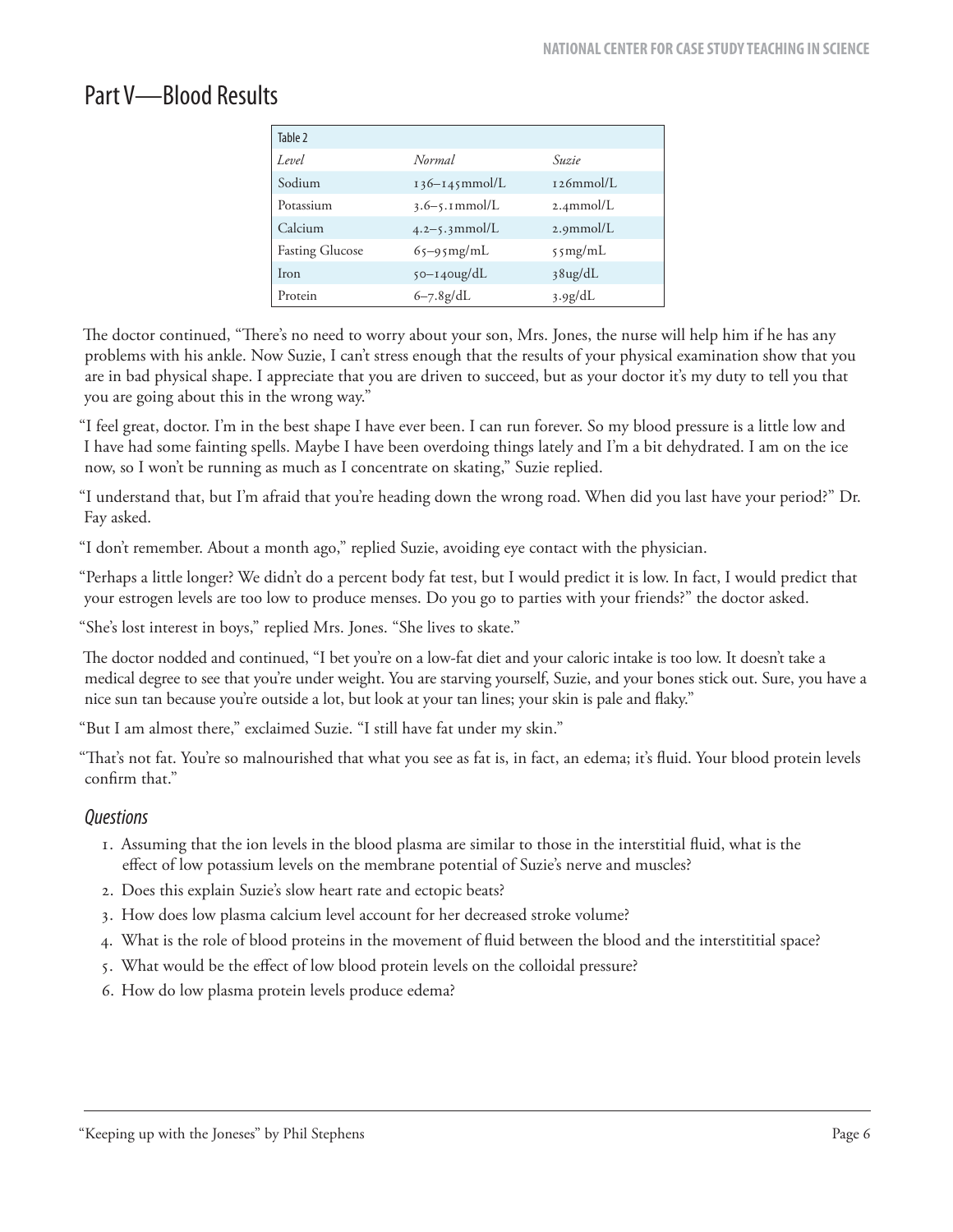# Part V—Blood Results

| Table 2 | | |
|---|---|---|
| *Level* | *Normal* | *Suzie* |
| Sodium | 136–145mmol/L | 126mmol/L |
| Potassium | 3.6–5.1mmol/L | 2.4mmol/L |
| Calcium | 4.2–5.3mmol/L | 2.9mmol/L |
| Fasting Glucose | 65–95mg/mL | 55mg/mL |
| Iron | 50–140ug/dL | 38ug/dL |
| Protein | 6–7.8g/dL | 3.9g/dL |

The doctor continued, "There's no need to worry about your son, Mrs. Jones, the nurse will help him if he has any problems with his ankle. Now Suzie, I can't stress enough that the results of your physical examination show that you are in bad physical shape. I appreciate that you are driven to succeed, but as your doctor it's my duty to tell you that you are going about this in the wrong way."

"I feel great, doctor. I'm in the best shape I have ever been. I can run forever. So my blood pressure is a little low and I have had some fainting spells. Maybe I have been overdoing things lately and I'm a bit dehydrated. I am on the ice now, so I won't be running as much as I concentrate on skating," Suzie replied.

"I understand that, but I'm afraid that you're heading down the wrong road. When did you last have your period?" Dr. Fay asked.

"I don't remember. About a month ago," replied Suzie, avoiding eye contact with the physician.

"Perhaps a little longer? We didn't do a percent body fat test, but I would predict it is low. In fact, I would predict that your estrogen levels are too low to produce menses. Do you go to parties with your friends?" the doctor asked.

"She's lost interest in boys," replied Mrs. Jones. "She lives to skate."

The doctor nodded and continued, "I bet you're on a low-fat diet and your caloric intake is too low. It doesn't take a medical degree to see that you're under weight. You are starving yourself, Suzie, and your bones stick out. Sure, you have a nice sun tan because you're outside a lot, but look at your tan lines; your skin is pale and flaky."

"But I am almost there," exclaimed Suzie. "I still have fat under my skin."

"That's not fat. You're so malnourished that what you see as fat is, in fact, an edema; it's fluid. Your blood protein levels confirm that."

### *Questions*

1. Assuming that the ion levels in the blood plasma are similar to those in the interstitial fluid, what is the effect of low potassium levels on the membrane potential of Suzie's nerve and muscles?
2. Does this explain Suzie's slow heart rate and ectopic beats?
3. How does low plasma calcium level account for her decreased stroke volume?
4. What is the role of blood proteins in the movement of fluid between the blood and the interstititial space?
5. What would be the effect of low blood protein levels on the colloidal pressure?
6. How do low plasma protein levels produce edema?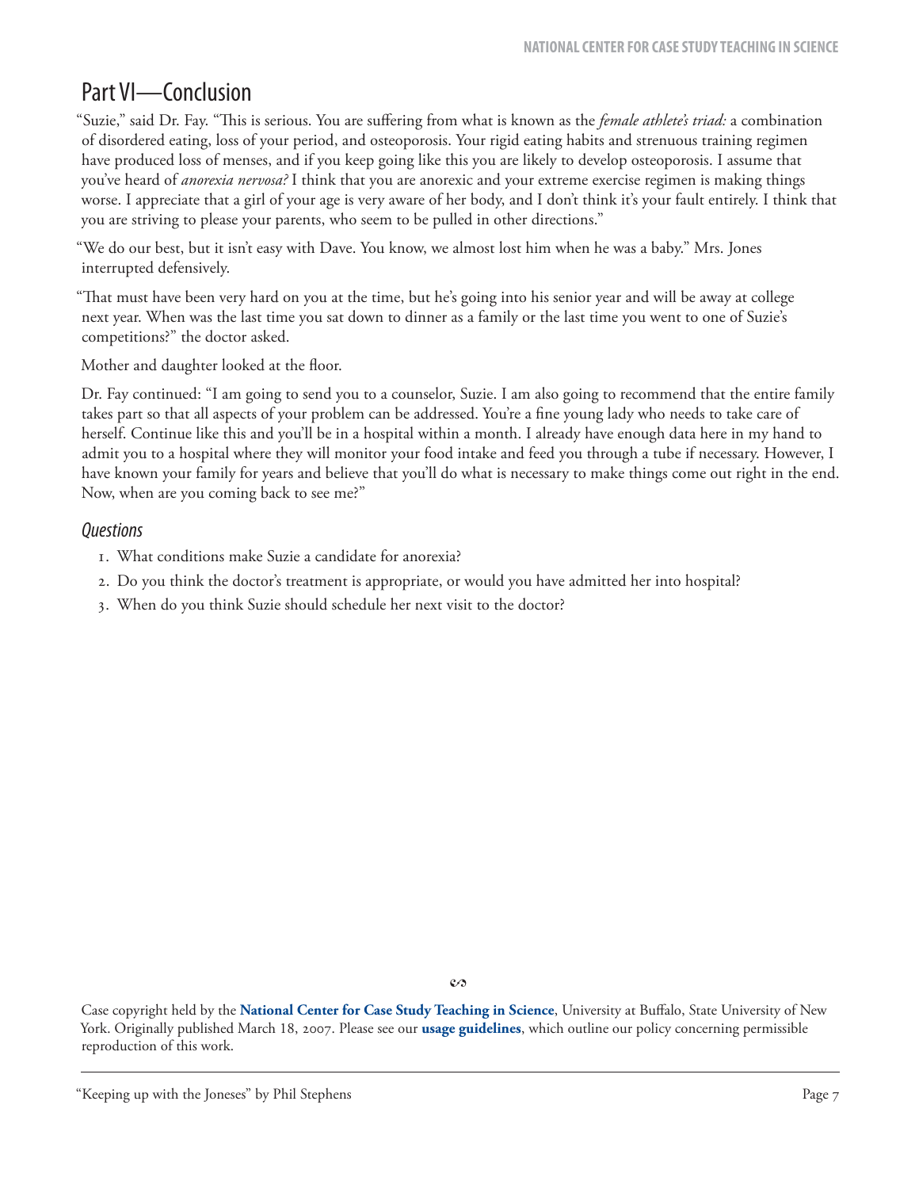# Part VI—Conclusion

"Suzie," said Dr. Fay. "This is serious. You are suffering from what is known as the *female athlete's triad:* a combination of disordered eating, loss of your period, and osteoporosis. Your rigid eating habits and strenuous training regimen have produced loss of menses, and if you keep going like this you are likely to develop osteoporosis. I assume that you've heard of *anorexia nervosa?* I think that you are anorexic and your extreme exercise regimen is making things worse. I appreciate that a girl of your age is very aware of her body, and I don't think it's your fault entirely. I think that you are striving to please your parents, who seem to be pulled in other directions."

"We do our best, but it isn't easy with Dave. You know, we almost lost him when he was a baby." Mrs. Jones interrupted defensively.

"That must have been very hard on you at the time, but he's going into his senior year and will be away at college next year. When was the last time you sat down to dinner as a family or the last time you went to one of Suzie's competitions?" the doctor asked.

Mother and daughter looked at the floor.

Dr. Fay continued: "I am going to send you to a counselor, Suzie. I am also going to recommend that the entire family takes part so that all aspects of your problem can be addressed. You're a fine young lady who needs to take care of herself. Continue like this and you'll be in a hospital within a month. I already have enough data here in my hand to admit you to a hospital where they will monitor your food intake and feed you through a tube if necessary. However, I have known your family for years and believe that you'll do what is necessary to make things come out right in the end. Now, when are you coming back to see me?"

## *Questions*

1. What conditions make Suzie a candidate for anorexia?
2. Do you think the doctor's treatment is appropriate, or would you have admitted her into hospital?
3. When do you think Suzie should schedule her next visit to the doctor?

Case copyright held by the **National Center for Case Study Teaching in Science**, University at Buffalo, State University of New York. Originally published March 18, 2007. Please see our **usage guidelines**, which outline our policy concerning permissible reproduction of this work.